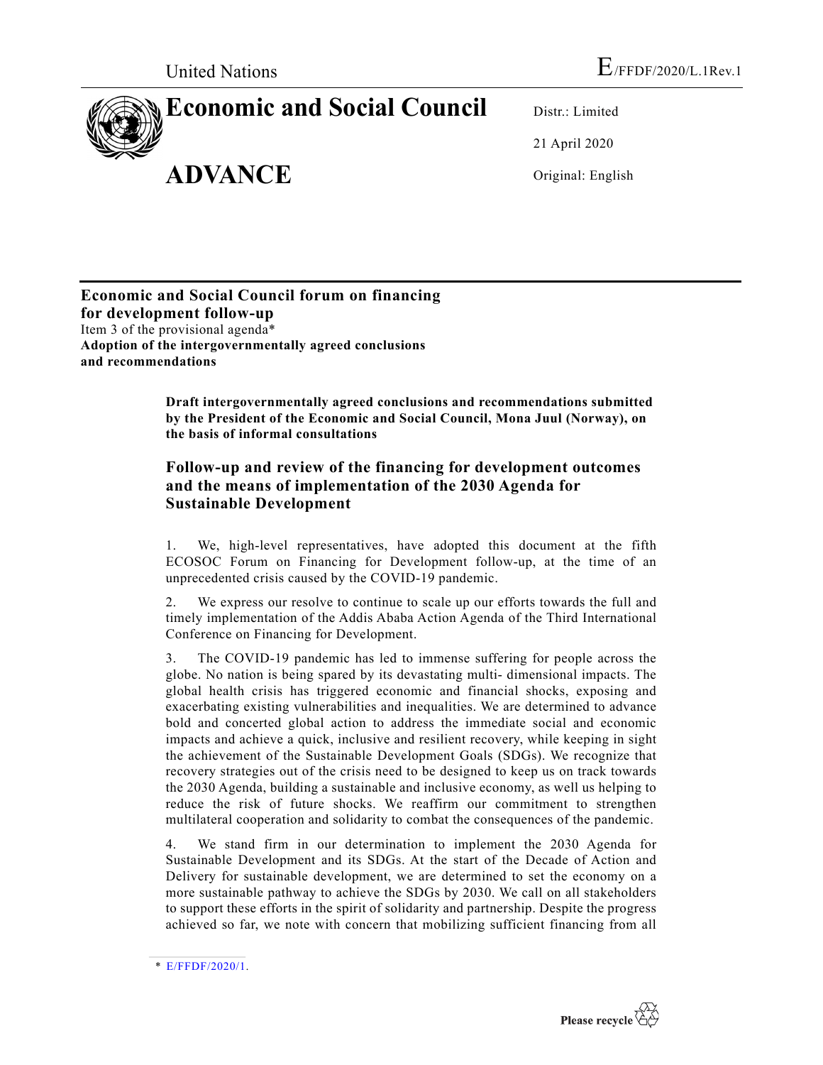United Nations

E/FFDF/2020/L.1Rev.1

# Economic and Social Council

# ADVANCE

Distr.: Limited

21 April 2020

Original: English

**Economic and Social Council forum on financing for development follow-up**
Item 3 of the provisional agenda*
**Adoption of the intergovernmentally agreed conclusions and recommendations**

**Draft intergovernmentally agreed conclusions and recommendations submitted by the President of the Economic and Social Council, Mona Juul (Norway), on the basis of informal consultations**

## Follow-up and review of the financing for development outcomes and the means of implementation of the 2030 Agenda for Sustainable Development

1. We, high-level representatives, have adopted this document at the fifth ECOSOC Forum on Financing for Development follow-up, at the time of an unprecedented crisis caused by the COVID-19 pandemic.

2. We express our resolve to continue to scale up our efforts towards the full and timely implementation of the Addis Ababa Action Agenda of the Third International Conference on Financing for Development.

3. The COVID-19 pandemic has led to immense suffering for people across the globe. No nation is being spared by its devastating multi- dimensional impacts. The global health crisis has triggered economic and financial shocks, exposing and exacerbating existing vulnerabilities and inequalities. We are determined to advance bold and concerted global action to address the immediate social and economic impacts and achieve a quick, inclusive and resilient recovery, while keeping in sight the achievement of the Sustainable Development Goals (SDGs). We recognize that recovery strategies out of the crisis need to be designed to keep us on track towards the 2030 Agenda, building a sustainable and inclusive economy, as well us helping to reduce the risk of future shocks. We reaffirm our commitment to strengthen multilateral cooperation and solidarity to combat the consequences of the pandemic.

4. We stand firm in our determination to implement the 2030 Agenda for Sustainable Development and its SDGs. At the start of the Decade of Action and Delivery for sustainable development, we are determined to set the economy on a more sustainable pathway to achieve the SDGs by 2030. We call on all stakeholders to support these efforts in the spirit of solidarity and partnership. Despite the progress achieved so far, we note with concern that mobilizing sufficient financing from all

\* E/FFDF/2020/1.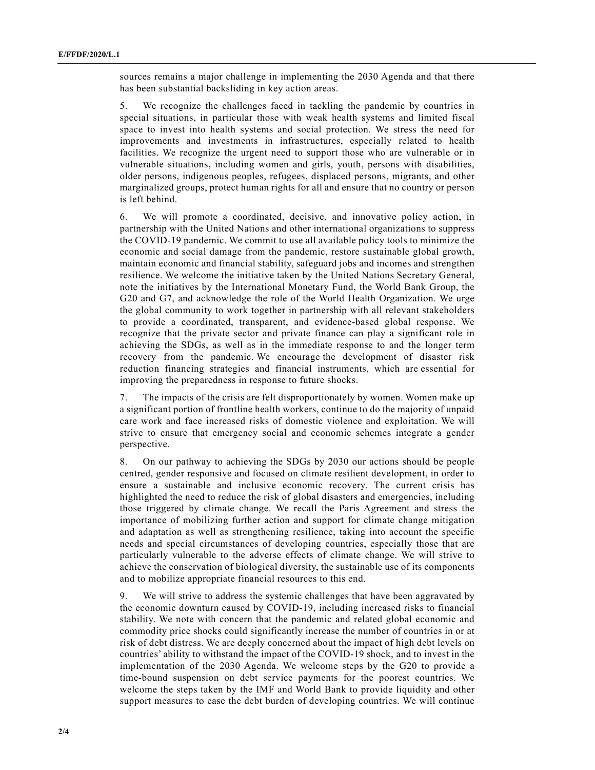sources remains a major challenge in implementing the 2030 Agenda and that there has been substantial backsliding in key action areas.

5. We recognize the challenges faced in tackling the pandemic by countries in special situations, in particular those with weak health systems and limited fiscal space to invest into health systems and social protection. We stress the need for improvements and investments in infrastructures, especially related to health facilities. We recognize the urgent need to support those who are vulnerable or in vulnerable situations, including women and girls, youth, persons with disabilities, older persons, indigenous peoples, refugees, displaced persons, migrants, and other marginalized groups, protect human rights for all and ensure that no country or person is left behind.

6. We will promote a coordinated, decisive, and innovative policy action, in partnership with the United Nations and other international organizations to suppress the COVID-19 pandemic. We commit to use all available policy tools to minimize the economic and social damage from the pandemic, restore sustainable global growth, maintain economic and financial stability, safeguard jobs and incomes and strengthen resilience. We welcome the initiative taken by the United Nations Secretary General, note the initiatives by the International Monetary Fund, the World Bank Group, the G20 and G7, and acknowledge the role of the World Health Organization. We urge the global community to work together in partnership with all relevant stakeholders to provide a coordinated, transparent, and evidence-based global response. We recognize that the private sector and private finance can play a significant role in achieving the SDGs, as well as in the immediate response to and the longer term recovery from the pandemic. We encourage the development of disaster risk reduction financing strategies and financial instruments, which are essential for improving the preparedness in response to future shocks.

7. The impacts of the crisis are felt disproportionately by women. Women make up a significant portion of frontline health workers, continue to do the majority of unpaid care work and face increased risks of domestic violence and exploitation. We will strive to ensure that emergency social and economic schemes integrate a gender perspective.

8. On our pathway to achieving the SDGs by 2030 our actions should be people centred, gender responsive and focused on climate resilient development, in order to ensure a sustainable and inclusive economic recovery. The current crisis has highlighted the need to reduce the risk of global disasters and emergencies, including those triggered by climate change. We recall the Paris Agreement and stress the importance of mobilizing further action and support for climate change mitigation and adaptation as well as strengthening resilience, taking into account the specific needs and special circumstances of developing countries, especially those that are particularly vulnerable to the adverse effects of climate change. We will strive to achieve the conservation of biological diversity, the sustainable use of its components and to mobilize appropriate financial resources to this end.

9. We will strive to address the systemic challenges that have been aggravated by the economic downturn caused by COVID-19, including increased risks to financial stability. We note with concern that the pandemic and related global economic and commodity price shocks could significantly increase the number of countries in or at risk of debt distress. We are deeply concerned about the impact of high debt levels on countries' ability to withstand the impact of the COVID-19 shock, and to invest in the implementation of the 2030 Agenda. We welcome steps by the G20 to provide a time-bound suspension on debt service payments for the poorest countries. We welcome the steps taken by the IMF and World Bank to provide liquidity and other support measures to ease the debt burden of developing countries. We will continue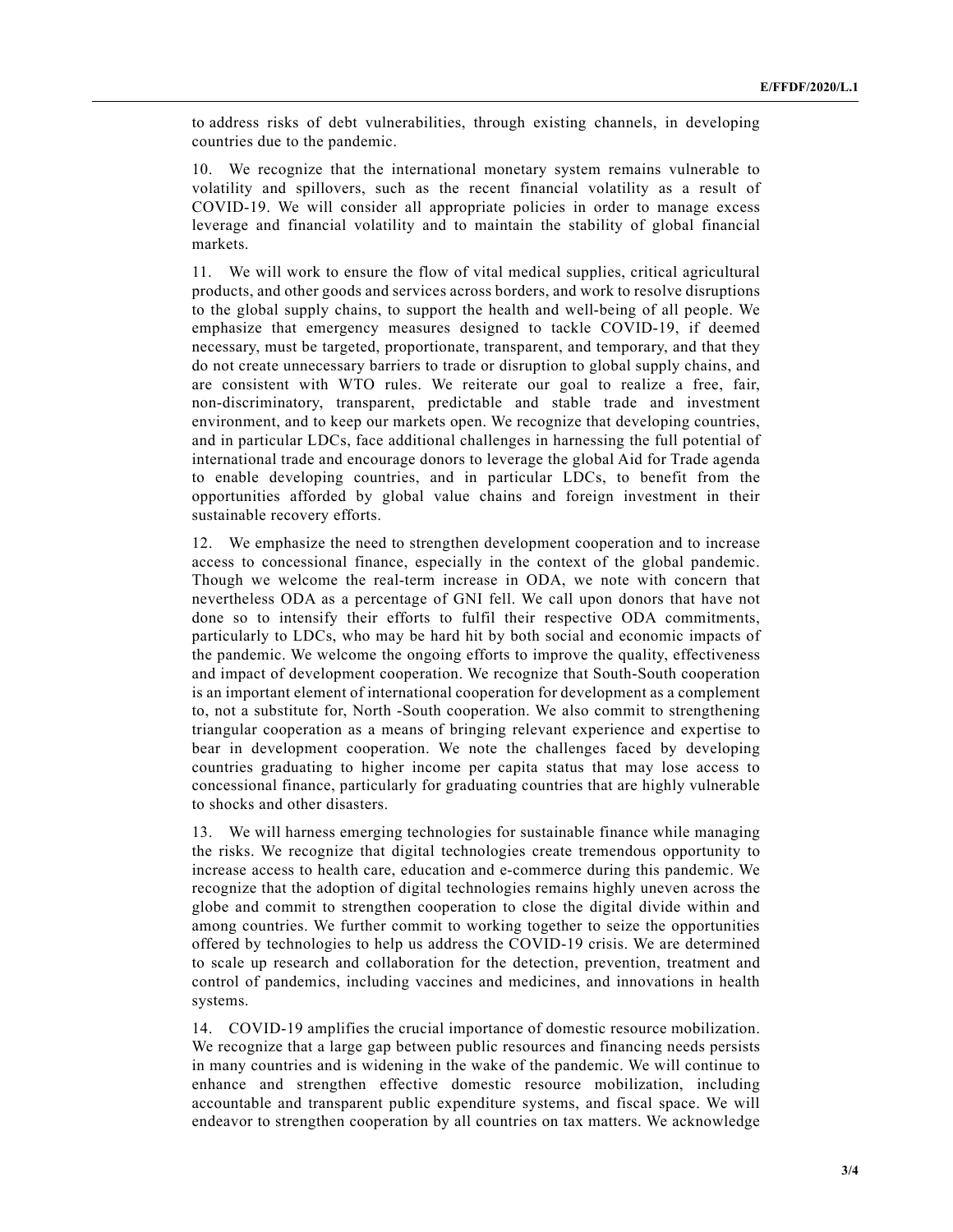to address risks of debt vulnerabilities, through existing channels, in developing countries due to the pandemic.

10. We recognize that the international monetary system remains vulnerable to volatility and spillovers, such as the recent financial volatility as a result of COVID-19. We will consider all appropriate policies in order to manage excess leverage and financial volatility and to maintain the stability of global financial markets.

11. We will work to ensure the flow of vital medical supplies, critical agricultural products, and other goods and services across borders, and work to resolve disruptions to the global supply chains, to support the health and well-being of all people. We emphasize that emergency measures designed to tackle COVID-19, if deemed necessary, must be targeted, proportionate, transparent, and temporary, and that they do not create unnecessary barriers to trade or disruption to global supply chains, and are consistent with WTO rules. We reiterate our goal to realize a free, fair, non-discriminatory, transparent, predictable and stable trade and investment environment, and to keep our markets open. We recognize that developing countries, and in particular LDCs, face additional challenges in harnessing the full potential of international trade and encourage donors to leverage the global Aid for Trade agenda to enable developing countries, and in particular LDCs, to benefit from the opportunities afforded by global value chains and foreign investment in their sustainable recovery efforts.

12. We emphasize the need to strengthen development cooperation and to increase access to concessional finance, especially in the context of the global pandemic. Though we welcome the real-term increase in ODA, we note with concern that nevertheless ODA as a percentage of GNI fell. We call upon donors that have not done so to intensify their efforts to fulfil their respective ODA commitments, particularly to LDCs, who may be hard hit by both social and economic impacts of the pandemic. We welcome the ongoing efforts to improve the quality, effectiveness and impact of development cooperation. We recognize that South-South cooperation is an important element of international cooperation for development as a complement to, not a substitute for, North -South cooperation. We also commit to strengthening triangular cooperation as a means of bringing relevant experience and expertise to bear in development cooperation. We note the challenges faced by developing countries graduating to higher income per capita status that may lose access to concessional finance, particularly for graduating countries that are highly vulnerable to shocks and other disasters.

13. We will harness emerging technologies for sustainable finance while managing the risks. We recognize that digital technologies create tremendous opportunity to increase access to health care, education and e-commerce during this pandemic. We recognize that the adoption of digital technologies remains highly uneven across the globe and commit to strengthen cooperation to close the digital divide within and among countries. We further commit to working together to seize the opportunities offered by technologies to help us address the COVID-19 crisis. We are determined to scale up research and collaboration for the detection, prevention, treatment and control of pandemics, including vaccines and medicines, and innovations in health systems.

14. COVID-19 amplifies the crucial importance of domestic resource mobilization. We recognize that a large gap between public resources and financing needs persists in many countries and is widening in the wake of the pandemic. We will continue to enhance and strengthen effective domestic resource mobilization, including accountable and transparent public expenditure systems, and fiscal space. We will endeavor to strengthen cooperation by all countries on tax matters. We acknowledge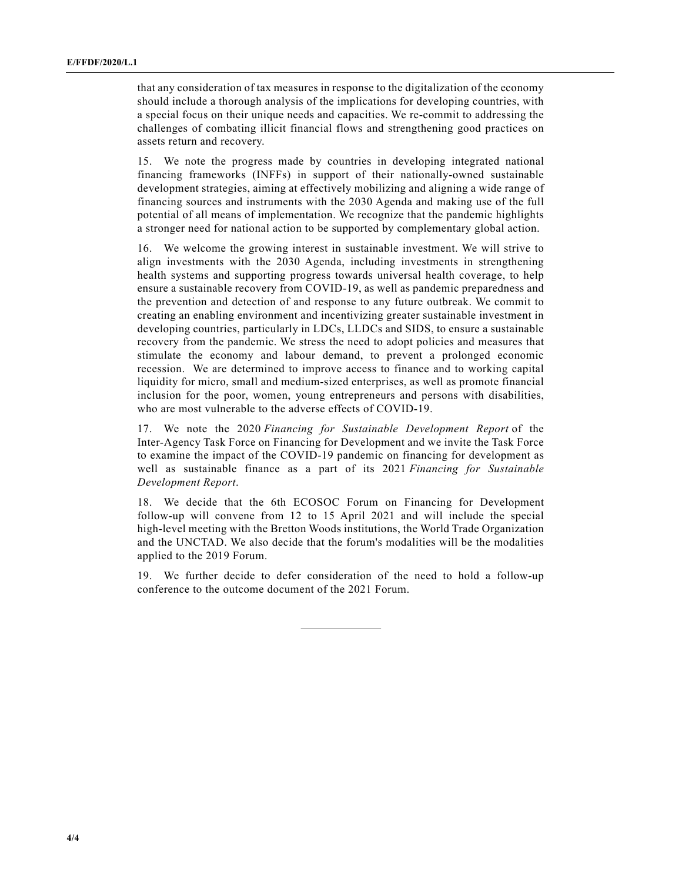that any consideration of tax measures in response to the digitalization of the economy should include a thorough analysis of the implications for developing countries, with a special focus on their unique needs and capacities. We re-commit to addressing the challenges of combating illicit financial flows and strengthening good practices on assets return and recovery.

15. We note the progress made by countries in developing integrated national financing frameworks (INFFs) in support of their nationally-owned sustainable development strategies, aiming at effectively mobilizing and aligning a wide range of financing sources and instruments with the 2030 Agenda and making use of the full potential of all means of implementation. We recognize that the pandemic highlights a stronger need for national action to be supported by complementary global action.

16. We welcome the growing interest in sustainable investment. We will strive to align investments with the 2030 Agenda, including investments in strengthening health systems and supporting progress towards universal health coverage, to help ensure a sustainable recovery from COVID-19, as well as pandemic preparedness and the prevention and detection of and response to any future outbreak. We commit to creating an enabling environment and incentivizing greater sustainable investment in developing countries, particularly in LDCs, LLDCs and SIDS, to ensure a sustainable recovery from the pandemic. We stress the need to adopt policies and measures that stimulate the economy and labour demand, to prevent a prolonged economic recession. We are determined to improve access to finance and to working capital liquidity for micro, small and medium-sized enterprises, as well as promote financial inclusion for the poor, women, young entrepreneurs and persons with disabilities, who are most vulnerable to the adverse effects of COVID-19.

17. We note the 2020 *Financing for Sustainable Development Report* of the Inter-Agency Task Force on Financing for Development and we invite the Task Force to examine the impact of the COVID-19 pandemic on financing for development as well as sustainable finance as a part of its 2021 *Financing for Sustainable Development Report*.

18. We decide that the 6th ECOSOC Forum on Financing for Development follow-up will convene from 12 to 15 April 2021 and will include the special high-level meeting with the Bretton Woods institutions, the World Trade Organization and the UNCTAD. We also decide that the forum's modalities will be the modalities applied to the 2019 Forum.

19. We further decide to defer consideration of the need to hold a follow-up conference to the outcome document of the 2021 Forum.